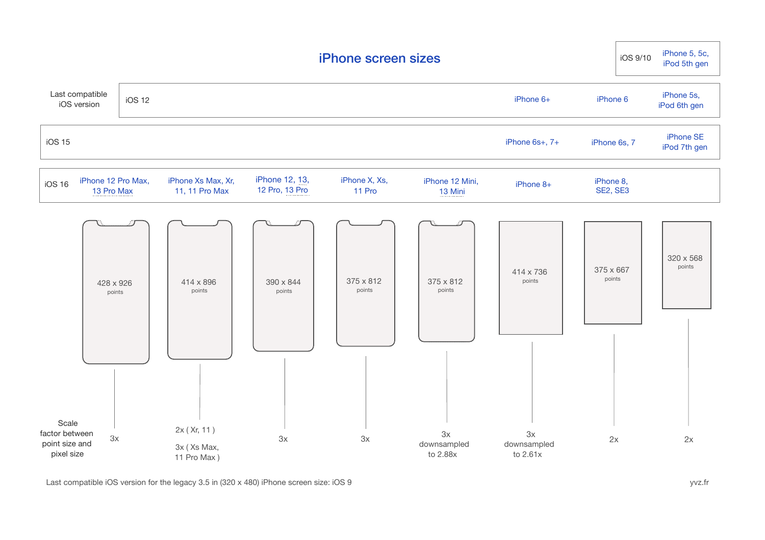# iPhone screen sizes

| Last compatible iOS version | | | | | | | | |
|---|---|---|---|---|---|---|---|---|
| iOS 9/10 | | | | | | | | iPhone 5, 5c, iPod 5th gen |
| iOS 12 | | | | | | iPhone 6+ | iPhone 6 | iPhone 5s, iPod 6th gen |
| iOS 15 | | | | | | iPhone 6s+, 7+ | iPhone 6s, 7 | iPhone SE iPod 7th gen |
| iOS 16 | iPhone 12 Pro Max, 13 Pro Max | iPhone Xs Max, Xr, 11, 11 Pro Max | iPhone 12, 13, 12 Pro, 13 Pro | iPhone X, Xs, 11 Pro | iPhone 12 Mini, 13 Mini | iPhone 8+ | iPhone 8, SE2, SE3 | |
| Points | 428 x 926 points | 414 x 896 points | 390 x 844 points | 375 x 812 points | 375 x 812 points | 414 x 736 points | 375 x 667 points | 320 x 568 points |
| Scale factor between point size and pixel size | 3x | 2x ( Xr, 11 ) 3x ( Xs Max, 11 Pro Max ) | 3x | 3x | 3x downsampled to 2.88x | 3x downsampled to 2.61x | 2x | 2x |

Last compatible iOS version for the legacy 3.5 in (320 x 480) iPhone screen size: iOS 9

yvz.fr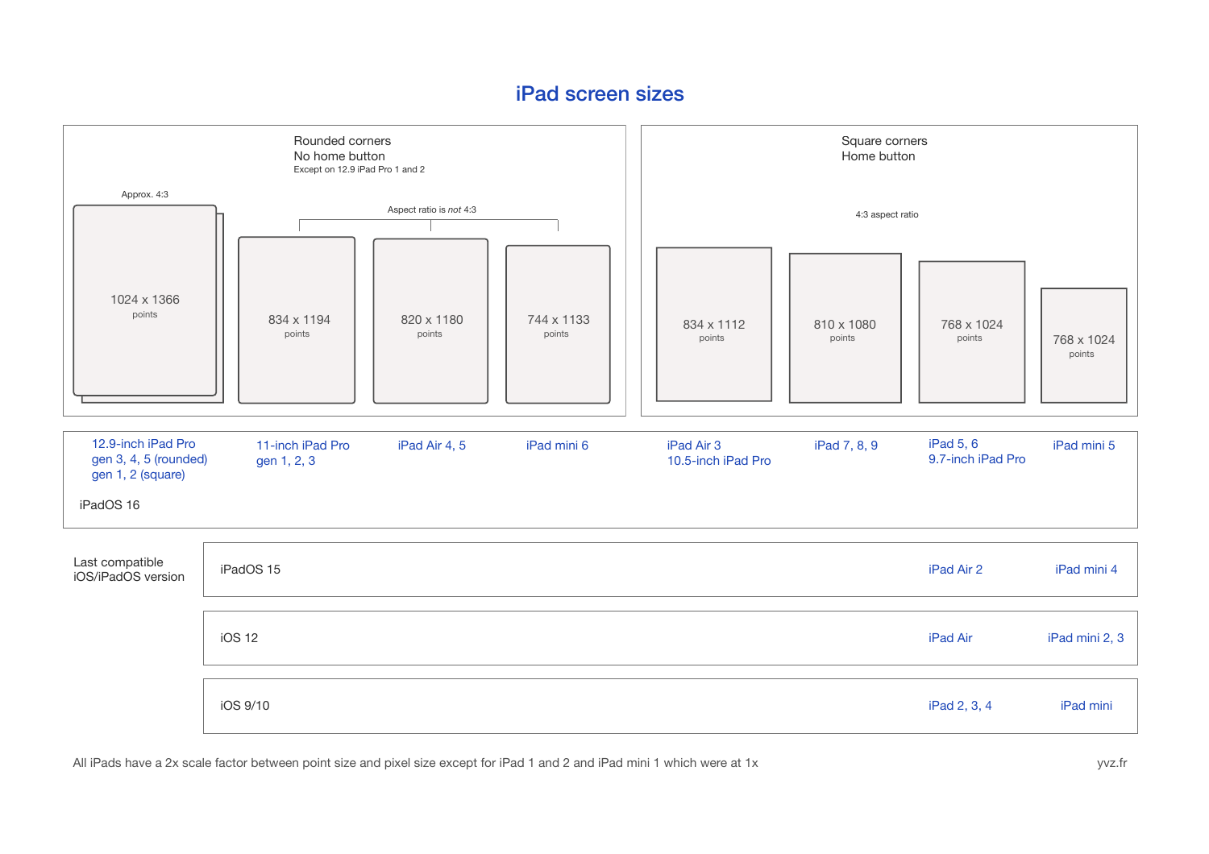# iPad screen sizes

Rounded corners
No home button
Except on 12.9 iPad Pro 1 and 2

Square corners
Home button

Approx. 4:3

Aspect ratio is *not* 4:3

4:3 aspect ratio

1024 x 1366
points

834 x 1194
points

820 x 1180
points

744 x 1133
points

834 x 1112
points

810 x 1080
points

768 x 1024
points

768 x 1024
points

12.9-inch iPad Pro
gen 3, 4, 5 (rounded)
gen 1, 2 (square)

11-inch iPad Pro
gen 1, 2, 3

iPad Air 4, 5

iPad mini 6

iPad Air 3
10.5-inch iPad Pro

iPad 7, 8, 9

iPad 5, 6
9.7-inch iPad Pro

iPad mini 5

iPadOS 16

Last compatible
iOS/iPadOS version

iPadOS 15
iPad Air 2
iPad mini 4

iOS 12
iPad Air
iPad mini 2, 3

iOS 9/10
iPad 2, 3, 4
iPad mini

All iPads have a 2x scale factor between point size and pixel size except for iPad 1 and 2 and iPad mini 1 which were at 1x

yvz.fr